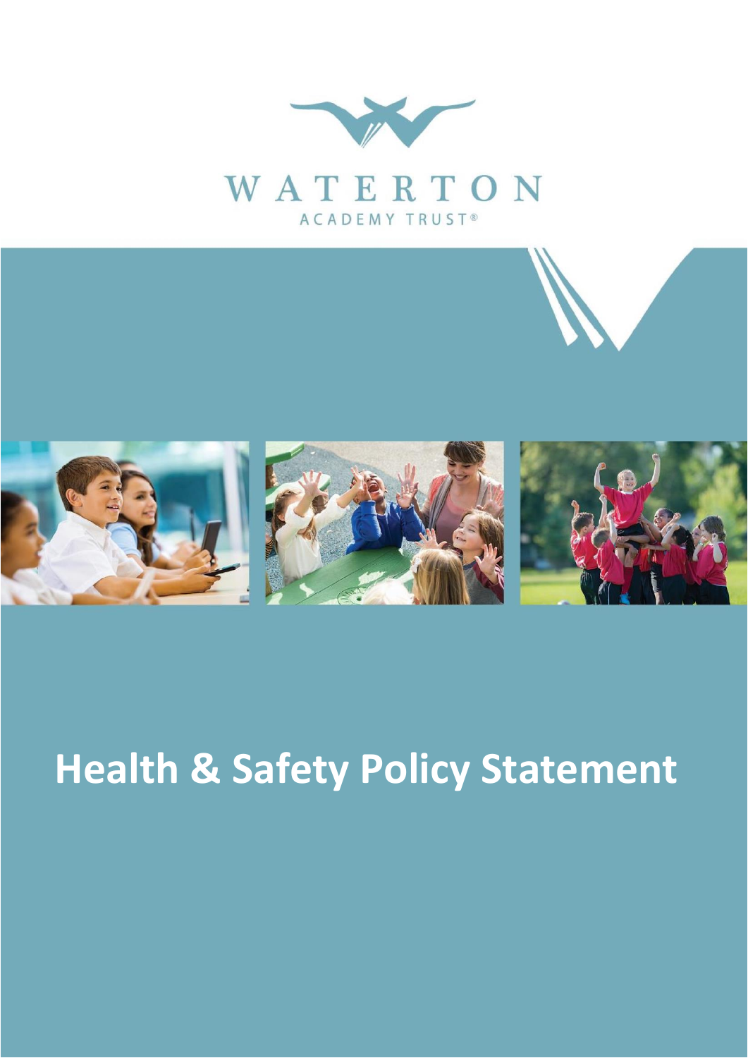WATERTON

ACADEMY TRUST®

# Health & Safety Policy Statement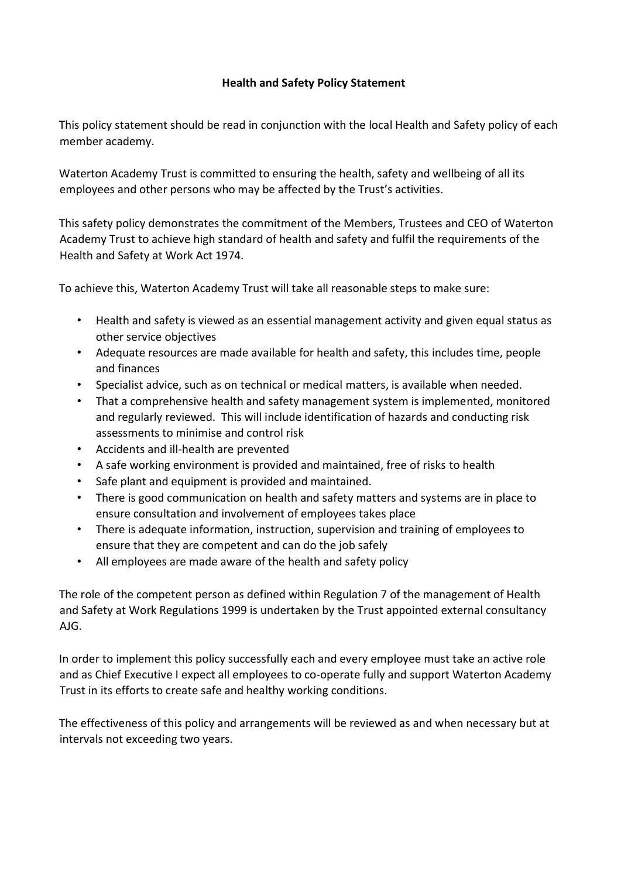# Health and Safety Policy Statement

This policy statement should be read in conjunction with the local Health and Safety policy of each member academy.

Waterton Academy Trust is committed to ensuring the health, safety and wellbeing of all its employees and other persons who may be affected by the Trust's activities.

This safety policy demonstrates the commitment of the Members, Trustees and CEO of Waterton Academy Trust to achieve high standard of health and safety and fulfil the requirements of the Health and Safety at Work Act 1974.

To achieve this, Waterton Academy Trust will take all reasonable steps to make sure:

- Health and safety is viewed as an essential management activity and given equal status as other service objectives
- Adequate resources are made available for health and safety, this includes time, people and finances
- Specialist advice, such as on technical or medical matters, is available when needed.
- That a comprehensive health and safety management system is implemented, monitored and regularly reviewed. This will include identification of hazards and conducting risk assessments to minimise and control risk
- Accidents and ill-health are prevented
- A safe working environment is provided and maintained, free of risks to health
- Safe plant and equipment is provided and maintained.
- There is good communication on health and safety matters and systems are in place to ensure consultation and involvement of employees takes place
- There is adequate information, instruction, supervision and training of employees to ensure that they are competent and can do the job safely
- All employees are made aware of the health and safety policy

The role of the competent person as defined within Regulation 7 of the management of Health and Safety at Work Regulations 1999 is undertaken by the Trust appointed external consultancy AJG.

In order to implement this policy successfully each and every employee must take an active role and as Chief Executive I expect all employees to co-operate fully and support Waterton Academy Trust in its efforts to create safe and healthy working conditions.

The effectiveness of this policy and arrangements will be reviewed as and when necessary but at intervals not exceeding two years.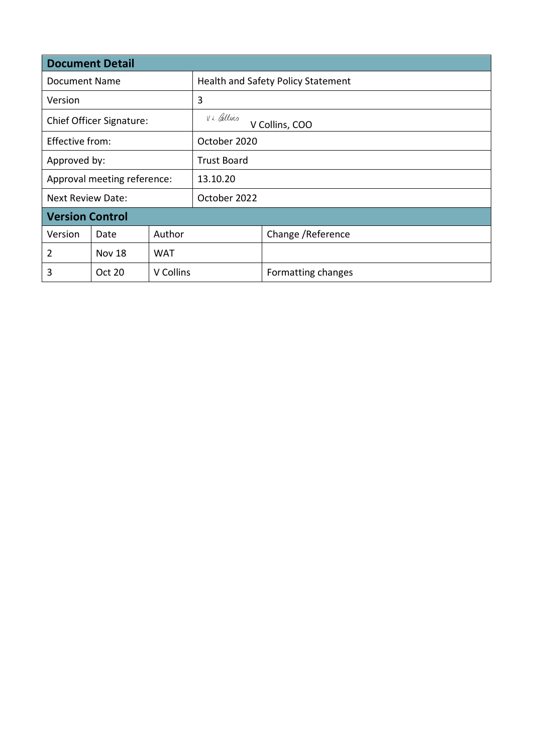| **Document Detail** | |
|---|---|
| Document Name | Health and Safety Policy Statement |
| Version | 3 |
| Chief Officer Signature: | V L Collins V Collins, COO |
| Effective from: | October 2020 |
| Approved by: | Trust Board |
| Approval meeting reference: | 13.10.20 |
| Next Review Date: | October 2022 |

| **Version Control** | | | |
|---|---|---|---|
| Version | Date | Author | Change /Reference |
| 2 | Nov 18 | WAT | |
| 3 | Oct 20 | V Collins | Formatting changes |